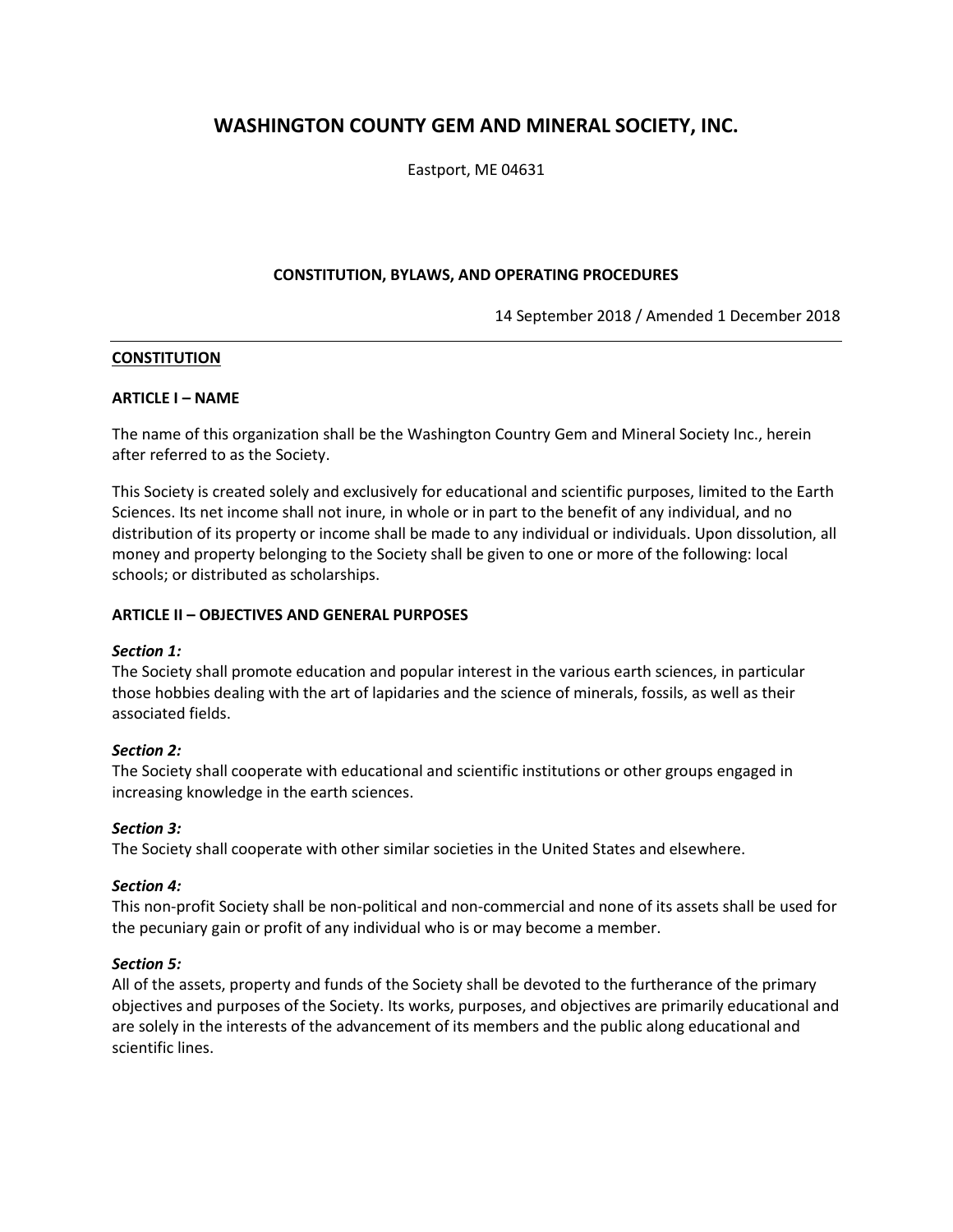# WASHINGTON COUNTY GEM AND MINERAL SOCIETY, INC.

Eastport, ME 04631

## CONSTITUTION, BYLAWS, AND OPERATING PROCEDURES

14 September 2018 / Amended 1 December 2018

---

## CONSTITUTION

### ARTICLE I – NAME

The name of this organization shall be the Washington Country Gem and Mineral Society Inc., herein after referred to as the Society.

This Society is created solely and exclusively for educational and scientific purposes, limited to the Earth Sciences. Its net income shall not inure, in whole or in part to the benefit of any individual, and no distribution of its property or income shall be made to any individual or individuals. Upon dissolution, all money and property belonging to the Society shall be given to one or more of the following: local schools; or distributed as scholarships.

### ARTICLE II – OBJECTIVES AND GENERAL PURPOSES

***Section 1:***
The Society shall promote education and popular interest in the various earth sciences, in particular those hobbies dealing with the art of lapidaries and the science of minerals, fossils, as well as their associated fields.

***Section 2:***
The Society shall cooperate with educational and scientific institutions or other groups engaged in increasing knowledge in the earth sciences.

***Section 3:***
The Society shall cooperate with other similar societies in the United States and elsewhere.

***Section 4:***
This non-profit Society shall be non-political and non-commercial and none of its assets shall be used for the pecuniary gain or profit of any individual who is or may become a member.

***Section 5:***
All of the assets, property and funds of the Society shall be devoted to the furtherance of the primary objectives and purposes of the Society. Its works, purposes, and objectives are primarily educational and are solely in the interests of the advancement of its members and the public along educational and scientific lines.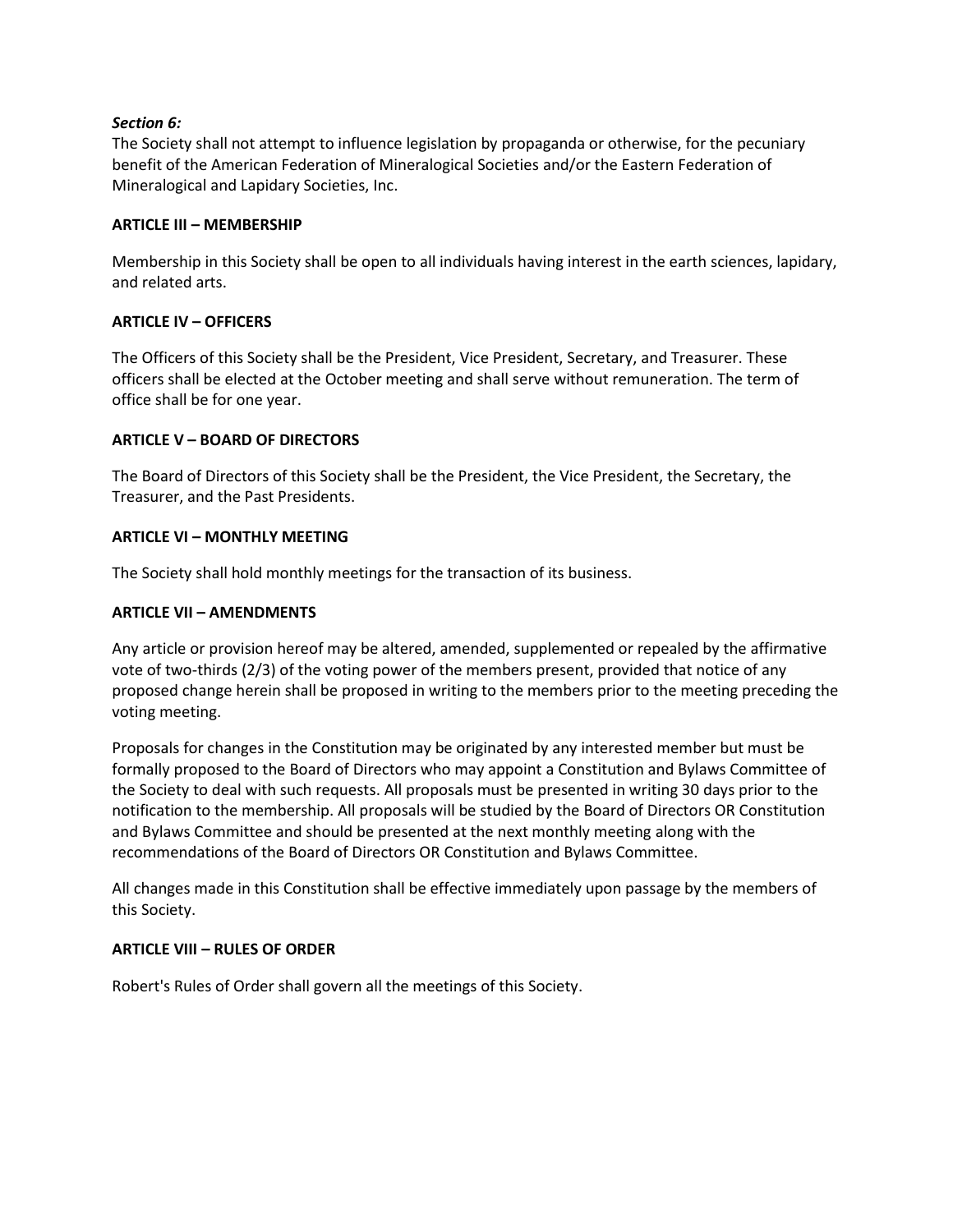***Section 6:***
The Society shall not attempt to influence legislation by propaganda or otherwise, for the pecuniary benefit of the American Federation of Mineralogical Societies and/or the Eastern Federation of Mineralogical and Lapidary Societies, Inc.

## ARTICLE III – MEMBERSHIP

Membership in this Society shall be open to all individuals having interest in the earth sciences, lapidary, and related arts.

## ARTICLE IV – OFFICERS

The Officers of this Society shall be the President, Vice President, Secretary, and Treasurer. These officers shall be elected at the October meeting and shall serve without remuneration. The term of office shall be for one year.

## ARTICLE V – BOARD OF DIRECTORS

The Board of Directors of this Society shall be the President, the Vice President, the Secretary, the Treasurer, and the Past Presidents.

## ARTICLE VI – MONTHLY MEETING

The Society shall hold monthly meetings for the transaction of its business.

## ARTICLE VII – AMENDMENTS

Any article or provision hereof may be altered, amended, supplemented or repealed by the affirmative vote of two-thirds (2/3) of the voting power of the members present, provided that notice of any proposed change herein shall be proposed in writing to the members prior to the meeting preceding the voting meeting.

Proposals for changes in the Constitution may be originated by any interested member but must be formally proposed to the Board of Directors who may appoint a Constitution and Bylaws Committee of the Society to deal with such requests. All proposals must be presented in writing 30 days prior to the notification to the membership. All proposals will be studied by the Board of Directors OR Constitution and Bylaws Committee and should be presented at the next monthly meeting along with the recommendations of the Board of Directors OR Constitution and Bylaws Committee.

All changes made in this Constitution shall be effective immediately upon passage by the members of this Society.

## ARTICLE VIII – RULES OF ORDER

Robert's Rules of Order shall govern all the meetings of this Society.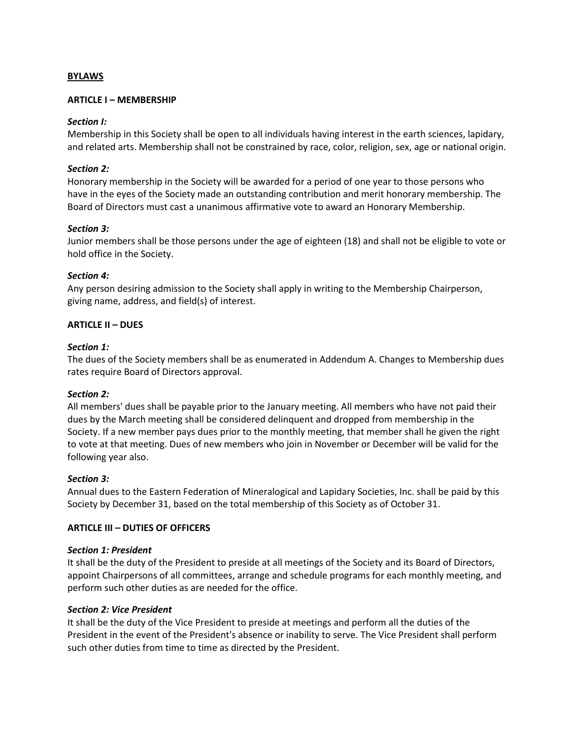**BYLAWS**

**ARTICLE I – MEMBERSHIP**

***Section I:***
Membership in this Society shall be open to all individuals having interest in the earth sciences, lapidary, and related arts. Membership shall not be constrained by race, color, religion, sex, age or national origin.

***Section 2:***
Honorary membership in the Society will be awarded for a period of one year to those persons who have in the eyes of the Society made an outstanding contribution and merit honorary membership. The Board of Directors must cast a unanimous affirmative vote to award an Honorary Membership.

***Section 3:***
Junior members shall be those persons under the age of eighteen (18) and shall not be eligible to vote or hold office in the Society.

***Section 4:***
Any person desiring admission to the Society shall apply in writing to the Membership Chairperson, giving name, address, and field(s) of interest.

**ARTICLE II – DUES**

***Section 1:***
The dues of the Society members shall be as enumerated in Addendum A. Changes to Membership dues rates require Board of Directors approval.

***Section 2:***
All members' dues shall be payable prior to the January meeting. All members who have not paid their dues by the March meeting shall be considered delinquent and dropped from membership in the Society. If a new member pays dues prior to the monthly meeting, that member shall he given the right to vote at that meeting. Dues of new members who join in November or December will be valid for the following year also.

***Section 3:***
Annual dues to the Eastern Federation of Mineralogical and Lapidary Societies, Inc. shall be paid by this Society by December 31, based on the total membership of this Society as of October 31.

**ARTICLE III – DUTIES OF OFFICERS**

***Section 1: President***
It shall be the duty of the President to preside at all meetings of the Society and its Board of Directors, appoint Chairpersons of all committees, arrange and schedule programs for each monthly meeting, and perform such other duties as are needed for the office.

***Section 2: Vice President***
It shall be the duty of the Vice President to preside at meetings and perform all the duties of the President in the event of the President's absence or inability to serve. The Vice President shall perform such other duties from time to time as directed by the President.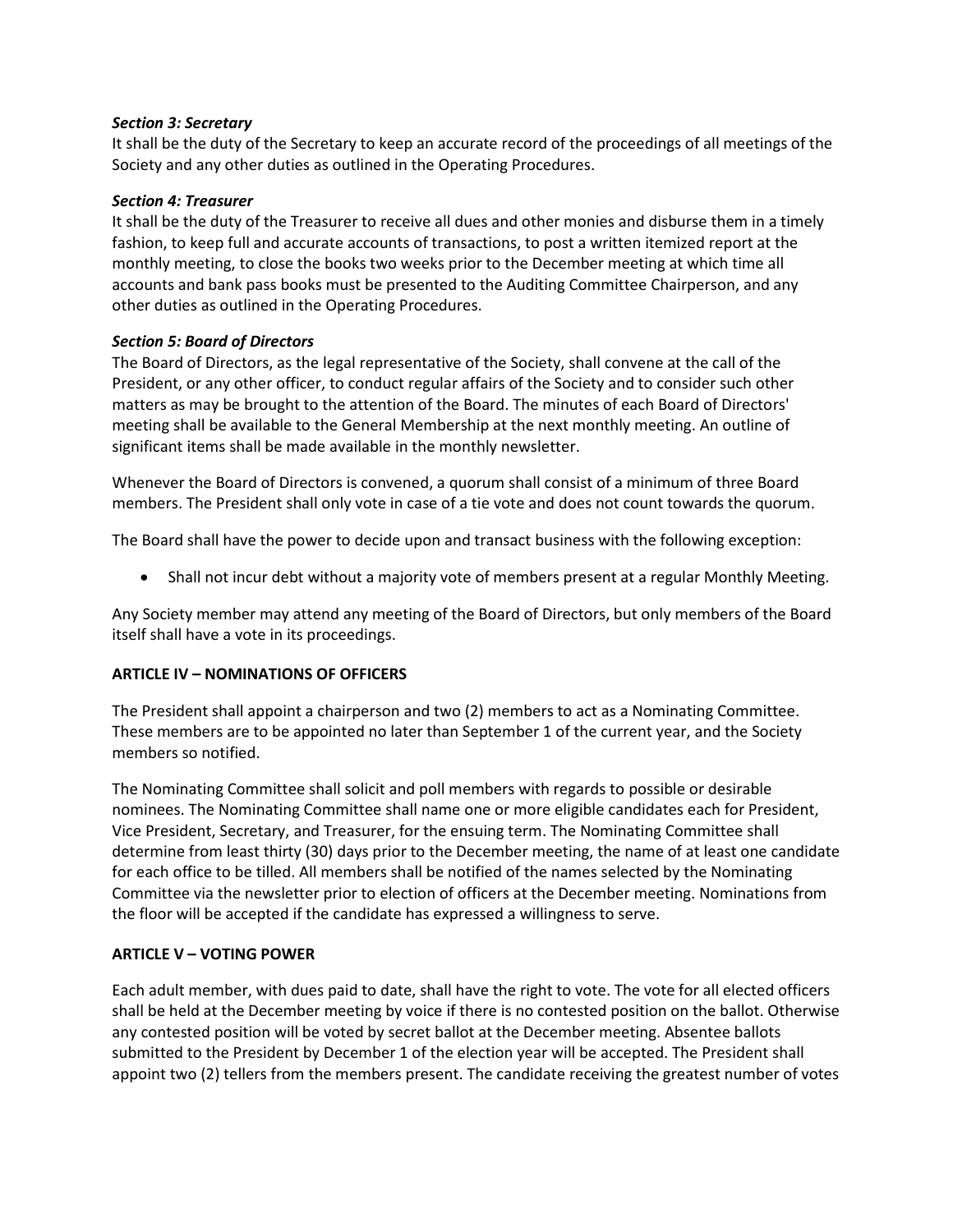***Section 3: Secretary***

It shall be the duty of the Secretary to keep an accurate record of the proceedings of all meetings of the Society and any other duties as outlined in the Operating Procedures.

***Section 4: Treasurer***

It shall be the duty of the Treasurer to receive all dues and other monies and disburse them in a timely fashion, to keep full and accurate accounts of transactions, to post a written itemized report at the monthly meeting, to close the books two weeks prior to the December meeting at which time all accounts and bank pass books must be presented to the Auditing Committee Chairperson, and any other duties as outlined in the Operating Procedures.

***Section 5: Board of Directors***

The Board of Directors, as the legal representative of the Society, shall convene at the call of the President, or any other officer, to conduct regular affairs of the Society and to consider such other matters as may be brought to the attention of the Board. The minutes of each Board of Directors' meeting shall be available to the General Membership at the next monthly meeting. An outline of significant items shall be made available in the monthly newsletter.

Whenever the Board of Directors is convened, a quorum shall consist of a minimum of three Board members. The President shall only vote in case of a tie vote and does not count towards the quorum.

The Board shall have the power to decide upon and transact business with the following exception:

- Shall not incur debt without a majority vote of members present at a regular Monthly Meeting.

Any Society member may attend any meeting of the Board of Directors, but only members of the Board itself shall have a vote in its proceedings.

## ARTICLE IV – NOMINATIONS OF OFFICERS

The President shall appoint a chairperson and two (2) members to act as a Nominating Committee. These members are to be appointed no later than September 1 of the current year, and the Society members so notified.

The Nominating Committee shall solicit and poll members with regards to possible or desirable nominees. The Nominating Committee shall name one or more eligible candidates each for President, Vice President, Secretary, and Treasurer, for the ensuing term. The Nominating Committee shall determine from least thirty (30) days prior to the December meeting, the name of at least one candidate for each office to be tilled. All members shall be notified of the names selected by the Nominating Committee via the newsletter prior to election of officers at the December meeting. Nominations from the floor will be accepted if the candidate has expressed a willingness to serve.

## ARTICLE V – VOTING POWER

Each adult member, with dues paid to date, shall have the right to vote. The vote for all elected officers shall be held at the December meeting by voice if there is no contested position on the ballot. Otherwise any contested position will be voted by secret ballot at the December meeting. Absentee ballots submitted to the President by December 1 of the election year will be accepted. The President shall appoint two (2) tellers from the members present. The candidate receiving the greatest number of votes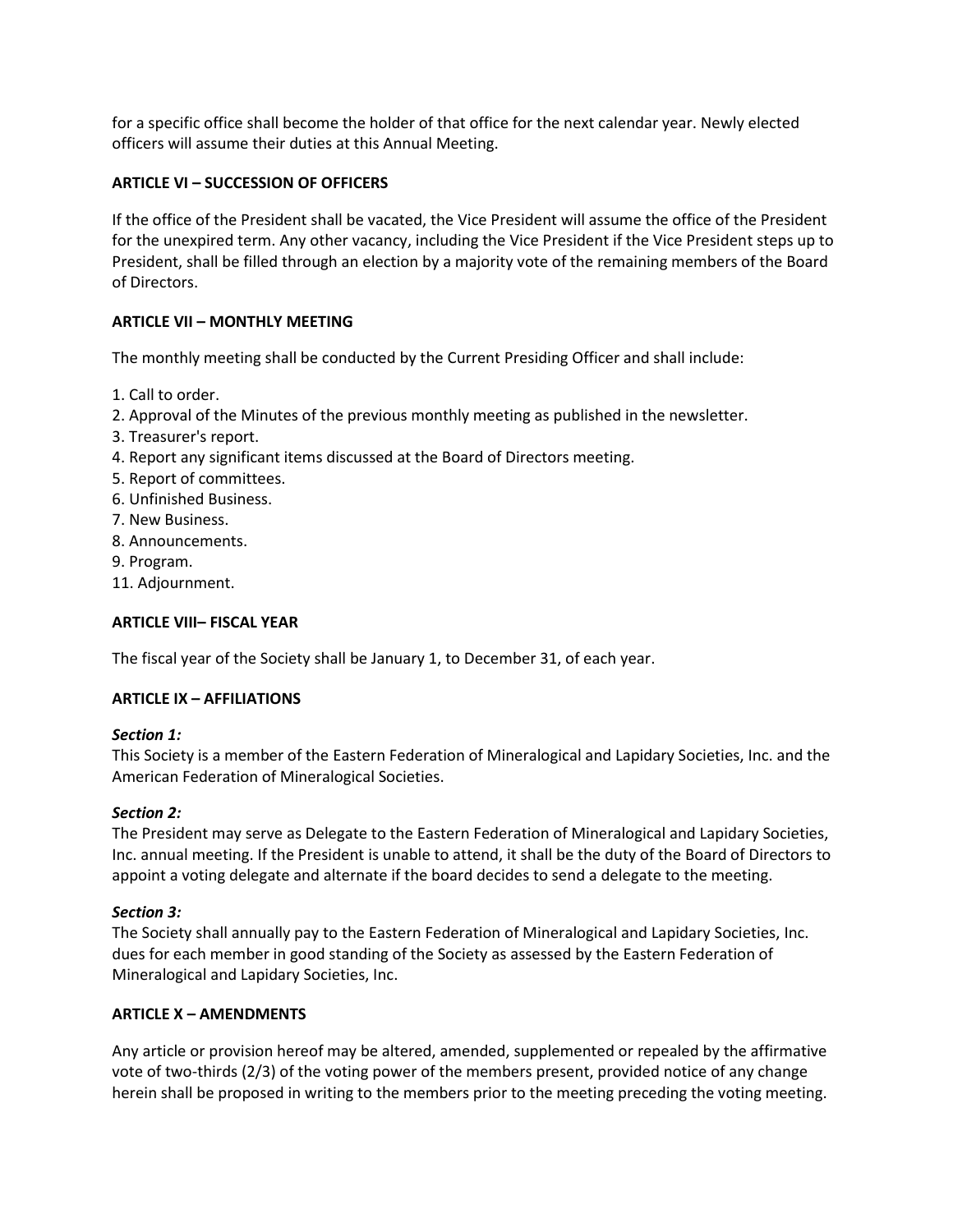for a specific office shall become the holder of that office for the next calendar year. Newly elected officers will assume their duties at this Annual Meeting.

## ARTICLE VI – SUCCESSION OF OFFICERS

If the office of the President shall be vacated, the Vice President will assume the office of the President for the unexpired term. Any other vacancy, including the Vice President if the Vice President steps up to President, shall be filled through an election by a majority vote of the remaining members of the Board of Directors.

## ARTICLE VII – MONTHLY MEETING

The monthly meeting shall be conducted by the Current Presiding Officer and shall include:

1. Call to order.
2. Approval of the Minutes of the previous monthly meeting as published in the newsletter.
3. Treasurer's report.
4. Report any significant items discussed at the Board of Directors meeting.
5. Report of committees.
6. Unfinished Business.
7. New Business.
8. Announcements.
9. Program.
11. Adjournment.

## ARTICLE VIII– FISCAL YEAR

The fiscal year of the Society shall be January 1, to December 31, of each year.

## ARTICLE IX – AFFILIATIONS

***Section 1:***
This Society is a member of the Eastern Federation of Mineralogical and Lapidary Societies, Inc. and the American Federation of Mineralogical Societies.

***Section 2:***
The President may serve as Delegate to the Eastern Federation of Mineralogical and Lapidary Societies, Inc. annual meeting. If the President is unable to attend, it shall be the duty of the Board of Directors to appoint a voting delegate and alternate if the board decides to send a delegate to the meeting.

***Section 3:***
The Society shall annually pay to the Eastern Federation of Mineralogical and Lapidary Societies, Inc. dues for each member in good standing of the Society as assessed by the Eastern Federation of Mineralogical and Lapidary Societies, Inc.

## ARTICLE X – AMENDMENTS

Any article or provision hereof may be altered, amended, supplemented or repealed by the affirmative vote of two-thirds (2/3) of the voting power of the members present, provided notice of any change herein shall be proposed in writing to the members prior to the meeting preceding the voting meeting.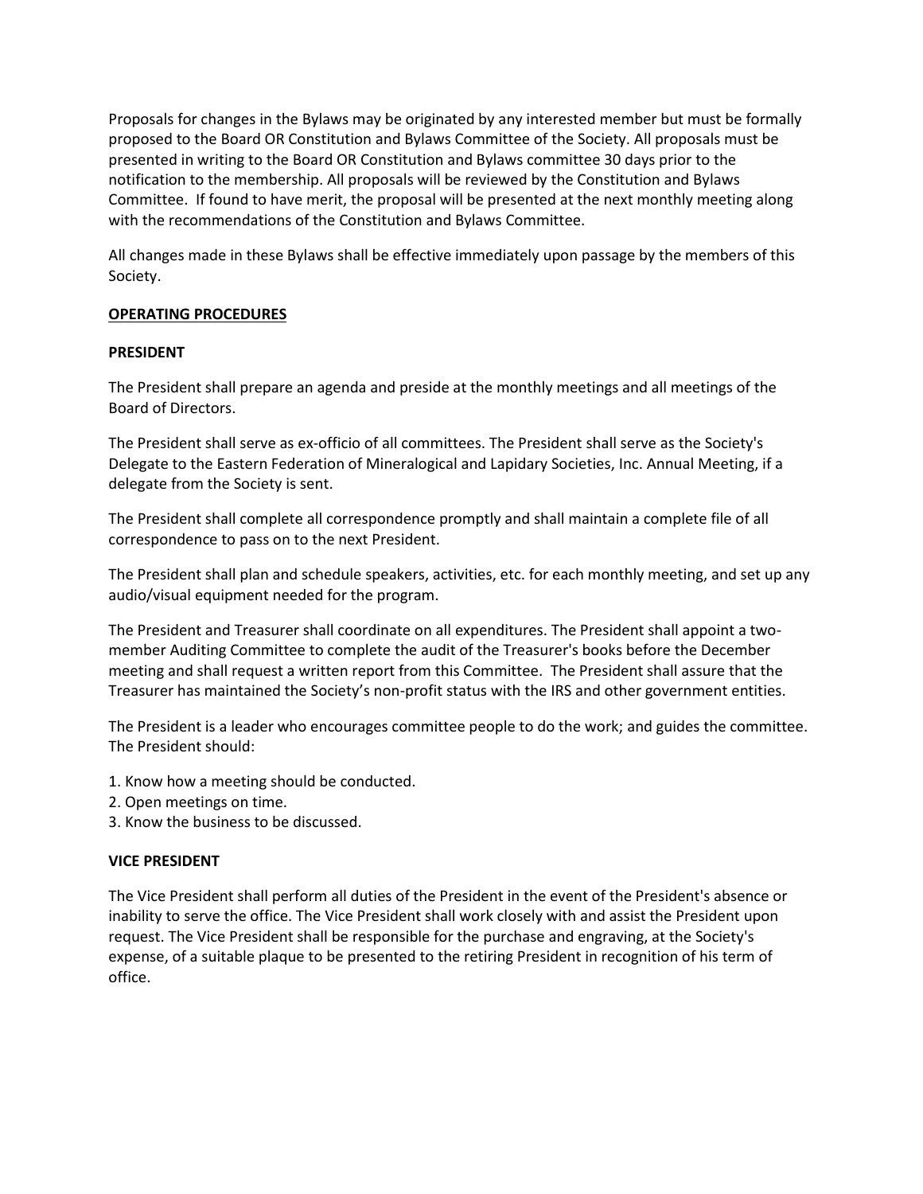Proposals for changes in the Bylaws may be originated by any interested member but must be formally proposed to the Board OR Constitution and Bylaws Committee of the Society. All proposals must be presented in writing to the Board OR Constitution and Bylaws committee 30 days prior to the notification to the membership. All proposals will be reviewed by the Constitution and Bylaws Committee. If found to have merit, the proposal will be presented at the next monthly meeting along with the recommendations of the Constitution and Bylaws Committee.

All changes made in these Bylaws shall be effective immediately upon passage by the members of this Society.

## OPERATING PROCEDURES

### PRESIDENT

The President shall prepare an agenda and preside at the monthly meetings and all meetings of the Board of Directors.

The President shall serve as ex-officio of all committees. The President shall serve as the Society's Delegate to the Eastern Federation of Mineralogical and Lapidary Societies, Inc. Annual Meeting, if a delegate from the Society is sent.

The President shall complete all correspondence promptly and shall maintain a complete file of all correspondence to pass on to the next President.

The President shall plan and schedule speakers, activities, etc. for each monthly meeting, and set up any audio/visual equipment needed for the program.

The President and Treasurer shall coordinate on all expenditures. The President shall appoint a two-member Auditing Committee to complete the audit of the Treasurer's books before the December meeting and shall request a written report from this Committee. The President shall assure that the Treasurer has maintained the Society's non-profit status with the IRS and other government entities.

The President is a leader who encourages committee people to do the work; and guides the committee. The President should:

1. Know how a meeting should be conducted.
2. Open meetings on time.
3. Know the business to be discussed.

### VICE PRESIDENT

The Vice President shall perform all duties of the President in the event of the President's absence or inability to serve the office. The Vice President shall work closely with and assist the President upon request. The Vice President shall be responsible for the purchase and engraving, at the Society's expense, of a suitable plaque to be presented to the retiring President in recognition of his term of office.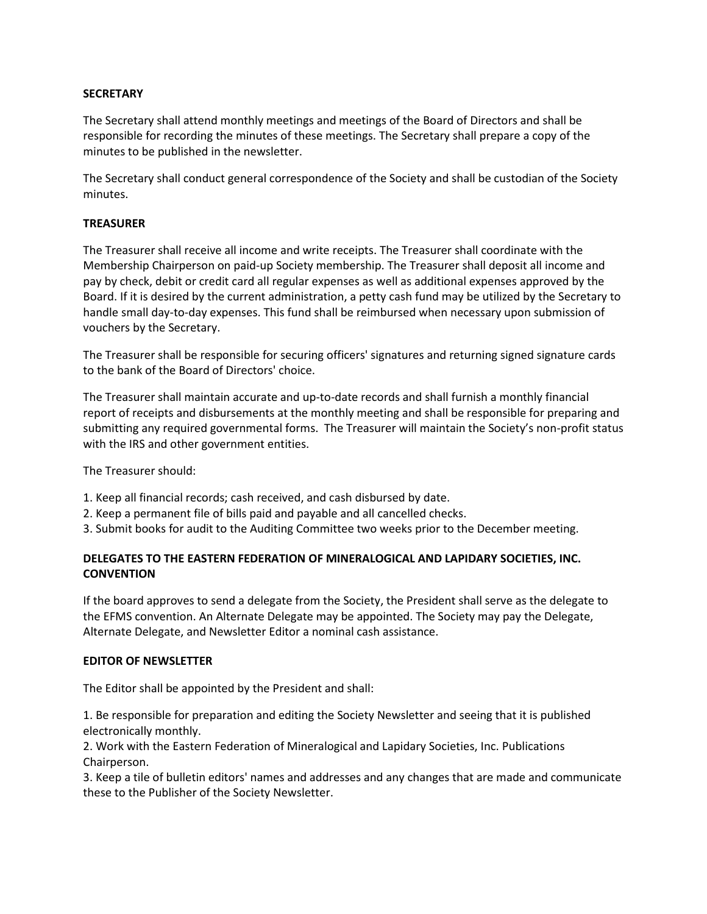**SECRETARY**

The Secretary shall attend monthly meetings and meetings of the Board of Directors and shall be responsible for recording the minutes of these meetings. The Secretary shall prepare a copy of the minutes to be published in the newsletter.

The Secretary shall conduct general correspondence of the Society and shall be custodian of the Society minutes.

**TREASURER**

The Treasurer shall receive all income and write receipts. The Treasurer shall coordinate with the Membership Chairperson on paid-up Society membership. The Treasurer shall deposit all income and pay by check, debit or credit card all regular expenses as well as additional expenses approved by the Board. If it is desired by the current administration, a petty cash fund may be utilized by the Secretary to handle small day-to-day expenses. This fund shall be reimbursed when necessary upon submission of vouchers by the Secretary.

The Treasurer shall be responsible for securing officers' signatures and returning signed signature cards to the bank of the Board of Directors' choice.

The Treasurer shall maintain accurate and up-to-date records and shall furnish a monthly financial report of receipts and disbursements at the monthly meeting and shall be responsible for preparing and submitting any required governmental forms. The Treasurer will maintain the Society's non-profit status with the IRS and other government entities.

The Treasurer should:

1. Keep all financial records; cash received, and cash disbursed by date.
2. Keep a permanent file of bills paid and payable and all cancelled checks.
3. Submit books for audit to the Auditing Committee two weeks prior to the December meeting.

**DELEGATES TO THE EASTERN FEDERATION OF MINERALOGICAL AND LAPIDARY SOCIETIES, INC. CONVENTION**

If the board approves to send a delegate from the Society, the President shall serve as the delegate to the EFMS convention. An Alternate Delegate may be appointed. The Society may pay the Delegate, Alternate Delegate, and Newsletter Editor a nominal cash assistance.

**EDITOR OF NEWSLETTER**

The Editor shall be appointed by the President and shall:

1. Be responsible for preparation and editing the Society Newsletter and seeing that it is published electronically monthly.
2. Work with the Eastern Federation of Mineralogical and Lapidary Societies, Inc. Publications Chairperson.
3. Keep a tile of bulletin editors' names and addresses and any changes that are made and communicate these to the Publisher of the Society Newsletter.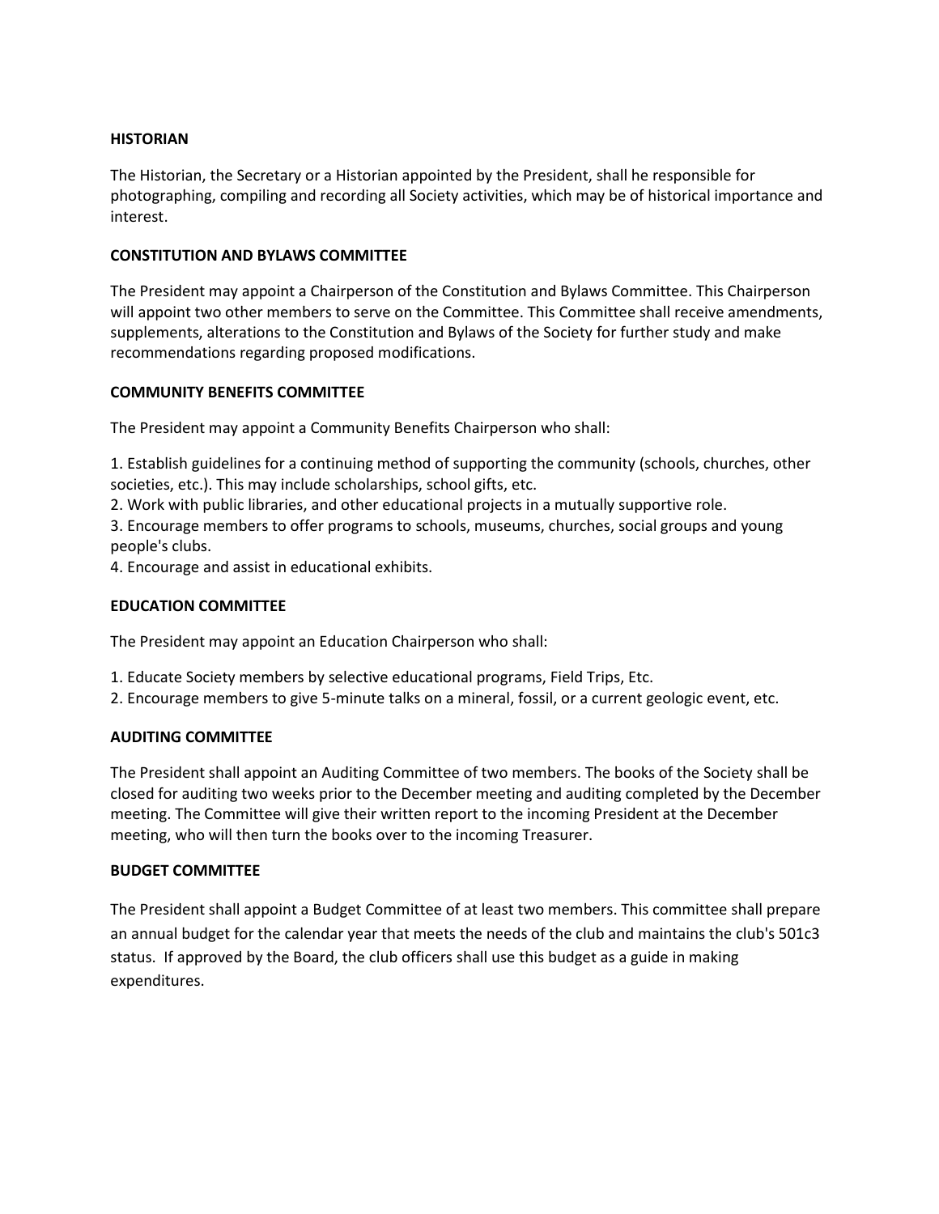**HISTORIAN**

The Historian, the Secretary or a Historian appointed by the President, shall he responsible for photographing, compiling and recording all Society activities, which may be of historical importance and interest.

**CONSTITUTION AND BYLAWS COMMITTEE**

The President may appoint a Chairperson of the Constitution and Bylaws Committee. This Chairperson will appoint two other members to serve on the Committee. This Committee shall receive amendments, supplements, alterations to the Constitution and Bylaws of the Society for further study and make recommendations regarding proposed modifications.

**COMMUNITY BENEFITS COMMITTEE**

The President may appoint a Community Benefits Chairperson who shall:

1. Establish guidelines for a continuing method of supporting the community (schools, churches, other societies, etc.). This may include scholarships, school gifts, etc.
2. Work with public libraries, and other educational projects in a mutually supportive role.
3. Encourage members to offer programs to schools, museums, churches, social groups and young people's clubs.
4. Encourage and assist in educational exhibits.

**EDUCATION COMMITTEE**

The President may appoint an Education Chairperson who shall:

1. Educate Society members by selective educational programs, Field Trips, Etc.
2. Encourage members to give 5-minute talks on a mineral, fossil, or a current geologic event, etc.

**AUDITING COMMITTEE**

The President shall appoint an Auditing Committee of two members. The books of the Society shall be closed for auditing two weeks prior to the December meeting and auditing completed by the December meeting. The Committee will give their written report to the incoming President at the December meeting, who will then turn the books over to the incoming Treasurer.

**BUDGET COMMITTEE**

The President shall appoint a Budget Committee of at least two members. This committee shall prepare an annual budget for the calendar year that meets the needs of the club and maintains the club's 501c3 status. If approved by the Board, the club officers shall use this budget as a guide in making expenditures.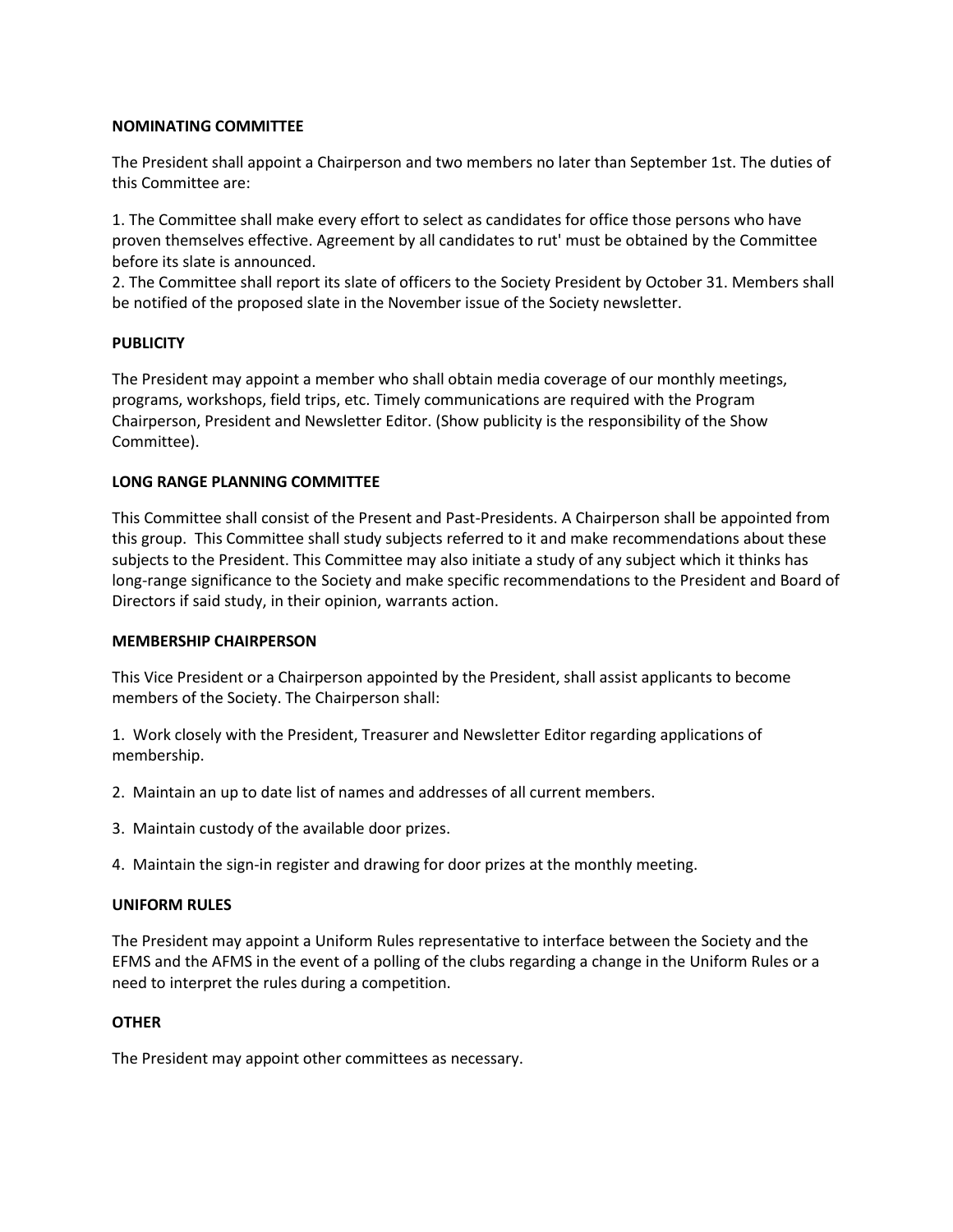**NOMINATING COMMITTEE**

The President shall appoint a Chairperson and two members no later than September 1st. The duties of this Committee are:

1. The Committee shall make every effort to select as candidates for office those persons who have proven themselves effective. Agreement by all candidates to rut' must be obtained by the Committee before its slate is announced.
2. The Committee shall report its slate of officers to the Society President by October 31. Members shall be notified of the proposed slate in the November issue of the Society newsletter.

**PUBLICITY**

The President may appoint a member who shall obtain media coverage of our monthly meetings, programs, workshops, field trips, etc. Timely communications are required with the Program Chairperson, President and Newsletter Editor. (Show publicity is the responsibility of the Show Committee).

**LONG RANGE PLANNING COMMITTEE**

This Committee shall consist of the Present and Past-Presidents. A Chairperson shall be appointed from this group. This Committee shall study subjects referred to it and make recommendations about these subjects to the President. This Committee may also initiate a study of any subject which it thinks has long-range significance to the Society and make specific recommendations to the President and Board of Directors if said study, in their opinion, warrants action.

**MEMBERSHIP CHAIRPERSON**

This Vice President or a Chairperson appointed by the President, shall assist applicants to become members of the Society. The Chairperson shall:

1. Work closely with the President, Treasurer and Newsletter Editor regarding applications of membership.

2. Maintain an up to date list of names and addresses of all current members.

3. Maintain custody of the available door prizes.

4. Maintain the sign-in register and drawing for door prizes at the monthly meeting.

**UNIFORM RULES**

The President may appoint a Uniform Rules representative to interface between the Society and the EFMS and the AFMS in the event of a polling of the clubs regarding a change in the Uniform Rules or a need to interpret the rules during a competition.

**OTHER**

The President may appoint other committees as necessary.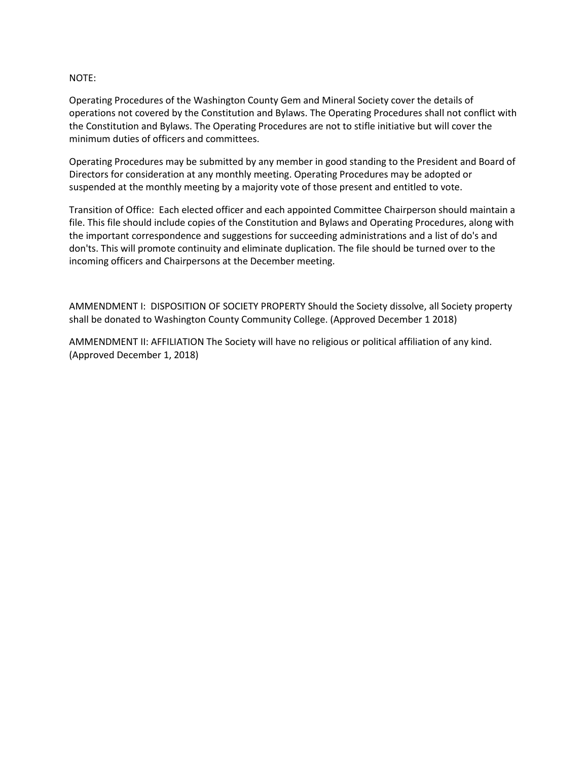NOTE:

Operating Procedures of the Washington County Gem and Mineral Society cover the details of operations not covered by the Constitution and Bylaws. The Operating Procedures shall not conflict with the Constitution and Bylaws. The Operating Procedures are not to stifle initiative but will cover the minimum duties of officers and committees.

Operating Procedures may be submitted by any member in good standing to the President and Board of Directors for consideration at any monthly meeting. Operating Procedures may be adopted or suspended at the monthly meeting by a majority vote of those present and entitled to vote.

Transition of Office: Each elected officer and each appointed Committee Chairperson should maintain a file. This file should include copies of the Constitution and Bylaws and Operating Procedures, along with the important correspondence and suggestions for succeeding administrations and a list of do's and don'ts. This will promote continuity and eliminate duplication. The file should be turned over to the incoming officers and Chairpersons at the December meeting.

AMMENDMENT I: DISPOSITION OF SOCIETY PROPERTY Should the Society dissolve, all Society property shall be donated to Washington County Community College. (Approved December 1 2018)

AMMENDMENT II: AFFILIATION The Society will have no religious or political affiliation of any kind. (Approved December 1, 2018)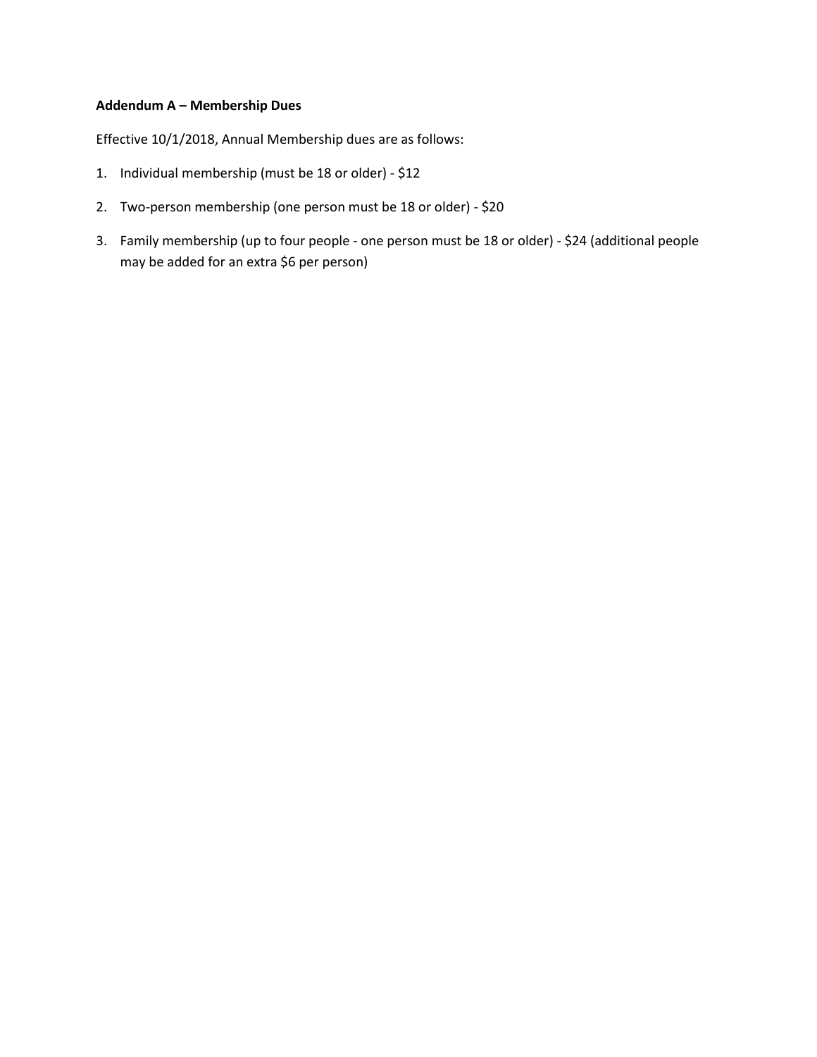**Addendum A – Membership Dues**

Effective 10/1/2018, Annual Membership dues are as follows:

1. Individual membership (must be 18 or older) - $12
2. Two-person membership (one person must be 18 or older) - $20
3. Family membership (up to four people - one person must be 18 or older) - $24 (additional people may be added for an extra $6 per person)